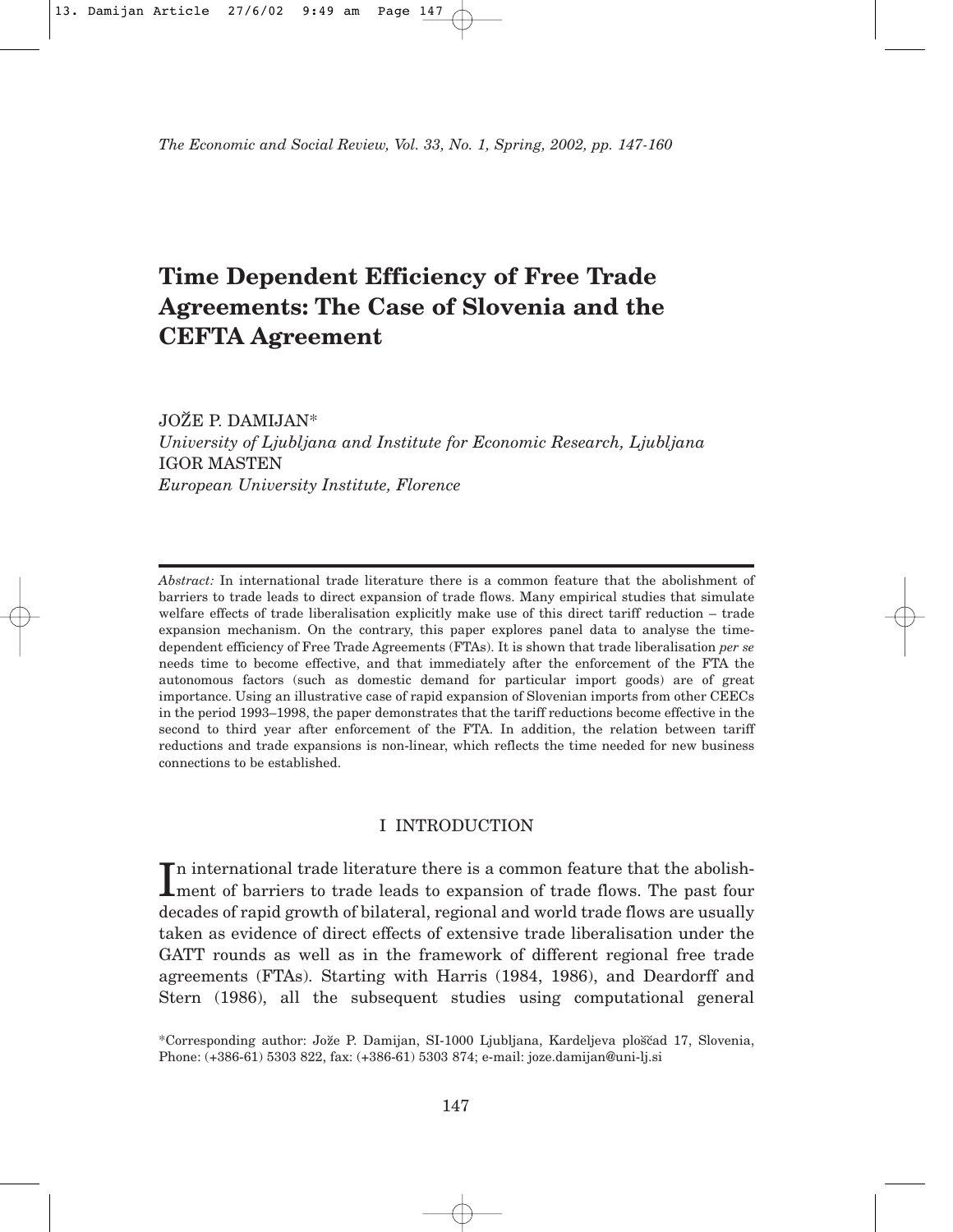# Time Dependent Efficiency of Free Trade Agreements: The Case of Slovenia and the CEFTA Agreement

JOŽE P. DAMIJAN*
*University of Ljubljana and Institute for Economic Research, Ljubljana*
IGOR MASTEN
*European University Institute, Florence*

*Abstract:* In international trade literature there is a common feature that the abolishment of barriers to trade leads to direct expansion of trade flows. Many empirical studies that simulate welfare effects of trade liberalisation explicitly make use of this direct tariff reduction – trade expansion mechanism. On the contrary, this paper explores panel data to analyse the time-dependent efficiency of Free Trade Agreements (FTAs). It is shown that trade liberalisation *per se* needs time to become effective, and that immediately after the enforcement of the FTA the autonomous factors (such as domestic demand for particular import goods) are of great importance. Using an illustrative case of rapid expansion of Slovenian imports from other CEECs in the period 1993–1998, the paper demonstrates that the tariff reductions become effective in the second to third year after enforcement of the FTA. In addition, the relation between tariff reductions and trade expansions is non-linear, which reflects the time needed for new business connections to be established.

## I INTRODUCTION

In international trade literature there is a common feature that the abolishment of barriers to trade leads to expansion of trade flows. The past four decades of rapid growth of bilateral, regional and world trade flows are usually taken as evidence of direct effects of extensive trade liberalisation under the GATT rounds as well as in the framework of different regional free trade agreements (FTAs). Starting with Harris (1984, 1986), and Deardorff and Stern (1986), all the subsequent studies using computational general

*Corresponding author: Jože P. Damijan, SI-1000 Ljubljana, Kardeljeva ploščad 17, Slovenia, Phone: (+386-61) 5303 822, fax: (+386-61) 5303 874; e-mail: joze.damijan@uni-lj.si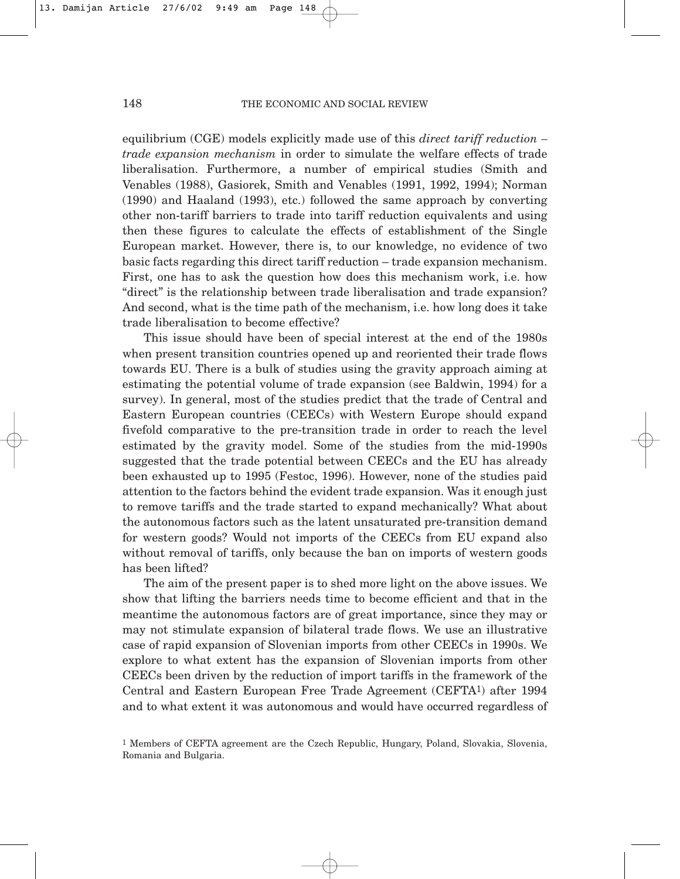equilibrium (CGE) models explicitly made use of this *direct tariff reduction – trade expansion mechanism* in order to simulate the welfare effects of trade liberalisation. Furthermore, a number of empirical studies (Smith and Venables (1988), Gasiorek, Smith and Venables (1991, 1992, 1994); Norman (1990) and Haaland (1993), etc.) followed the same approach by converting other non-tariff barriers to trade into tariff reduction equivalents and using then these figures to calculate the effects of establishment of the Single European market. However, there is, to our knowledge, no evidence of two basic facts regarding this direct tariff reduction – trade expansion mechanism. First, one has to ask the question how does this mechanism work, i.e. how "direct" is the relationship between trade liberalisation and trade expansion? And second, what is the time path of the mechanism, i.e. how long does it take trade liberalisation to become effective?

This issue should have been of special interest at the end of the 1980s when present transition countries opened up and reoriented their trade flows towards EU. There is a bulk of studies using the gravity approach aiming at estimating the potential volume of trade expansion (see Baldwin, 1994) for a survey). In general, most of the studies predict that the trade of Central and Eastern European countries (CEECs) with Western Europe should expand fivefold comparative to the pre-transition trade in order to reach the level estimated by the gravity model. Some of the studies from the mid-1990s suggested that the trade potential between CEECs and the EU has already been exhausted up to 1995 (Festoc, 1996). However, none of the studies paid attention to the factors behind the evident trade expansion. Was it enough just to remove tariffs and the trade started to expand mechanically? What about the autonomous factors such as the latent unsaturated pre-transition demand for western goods? Would not imports of the CEECs from EU expand also without removal of tariffs, only because the ban on imports of western goods has been lifted?

The aim of the present paper is to shed more light on the above issues. We show that lifting the barriers needs time to become efficient and that in the meantime the autonomous factors are of great importance, since they may or may not stimulate expansion of bilateral trade flows. We use an illustrative case of rapid expansion of Slovenian imports from other CEECs in 1990s. We explore to what extent has the expansion of Slovenian imports from other CEECs been driven by the reduction of import tariffs in the framework of the Central and Eastern European Free Trade Agreement (CEFTA[1]) after 1994 and to what extent it was autonomous and would have occurred regardless of

[1] Members of CEFTA agreement are the Czech Republic, Hungary, Poland, Slovakia, Slovenia, Romania and Bulgaria.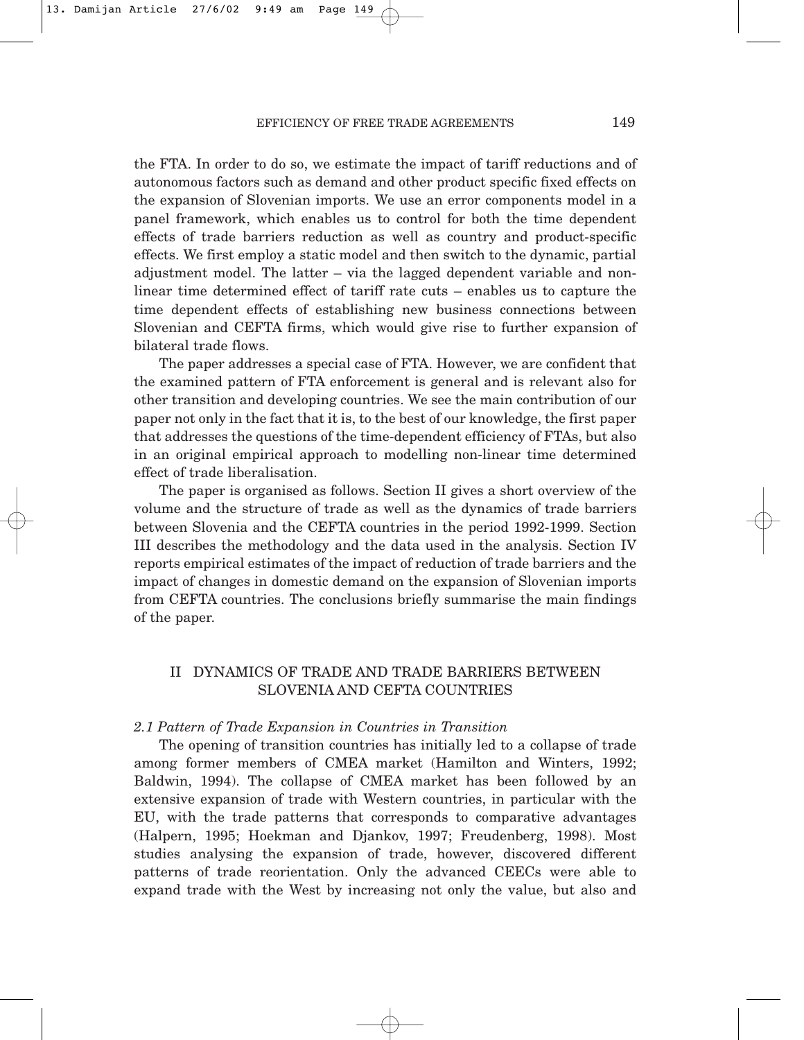the FTA. In order to do so, we estimate the impact of tariff reductions and of autonomous factors such as demand and other product specific fixed effects on the expansion of Slovenian imports. We use an error components model in a panel framework, which enables us to control for both the time dependent effects of trade barriers reduction as well as country and product-specific effects. We first employ a static model and then switch to the dynamic, partial adjustment model. The latter – via the lagged dependent variable and non-linear time determined effect of tariff rate cuts – enables us to capture the time dependent effects of establishing new business connections between Slovenian and CEFTA firms, which would give rise to further expansion of bilateral trade flows.

The paper addresses a special case of FTA. However, we are confident that the examined pattern of FTA enforcement is general and is relevant also for other transition and developing countries. We see the main contribution of our paper not only in the fact that it is, to the best of our knowledge, the first paper that addresses the questions of the time-dependent efficiency of FTAs, but also in an original empirical approach to modelling non-linear time determined effect of trade liberalisation.

The paper is organised as follows. Section II gives a short overview of the volume and the structure of trade as well as the dynamics of trade barriers between Slovenia and the CEFTA countries in the period 1992-1999. Section III describes the methodology and the data used in the analysis. Section IV reports empirical estimates of the impact of reduction of trade barriers and the impact of changes in domestic demand on the expansion of Slovenian imports from CEFTA countries. The conclusions briefly summarise the main findings of the paper.

## II DYNAMICS OF TRADE AND TRADE BARRIERS BETWEEN SLOVENIA AND CEFTA COUNTRIES

### *2.1 Pattern of Trade Expansion in Countries in Transition*

The opening of transition countries has initially led to a collapse of trade among former members of CMEA market (Hamilton and Winters, 1992; Baldwin, 1994). The collapse of CMEA market has been followed by an extensive expansion of trade with Western countries, in particular with the EU, with the trade patterns that corresponds to comparative advantages (Halpern, 1995; Hoekman and Djankov, 1997; Freudenberg, 1998). Most studies analysing the expansion of trade, however, discovered different patterns of trade reorientation. Only the advanced CEECs were able to expand trade with the West by increasing not only the value, but also and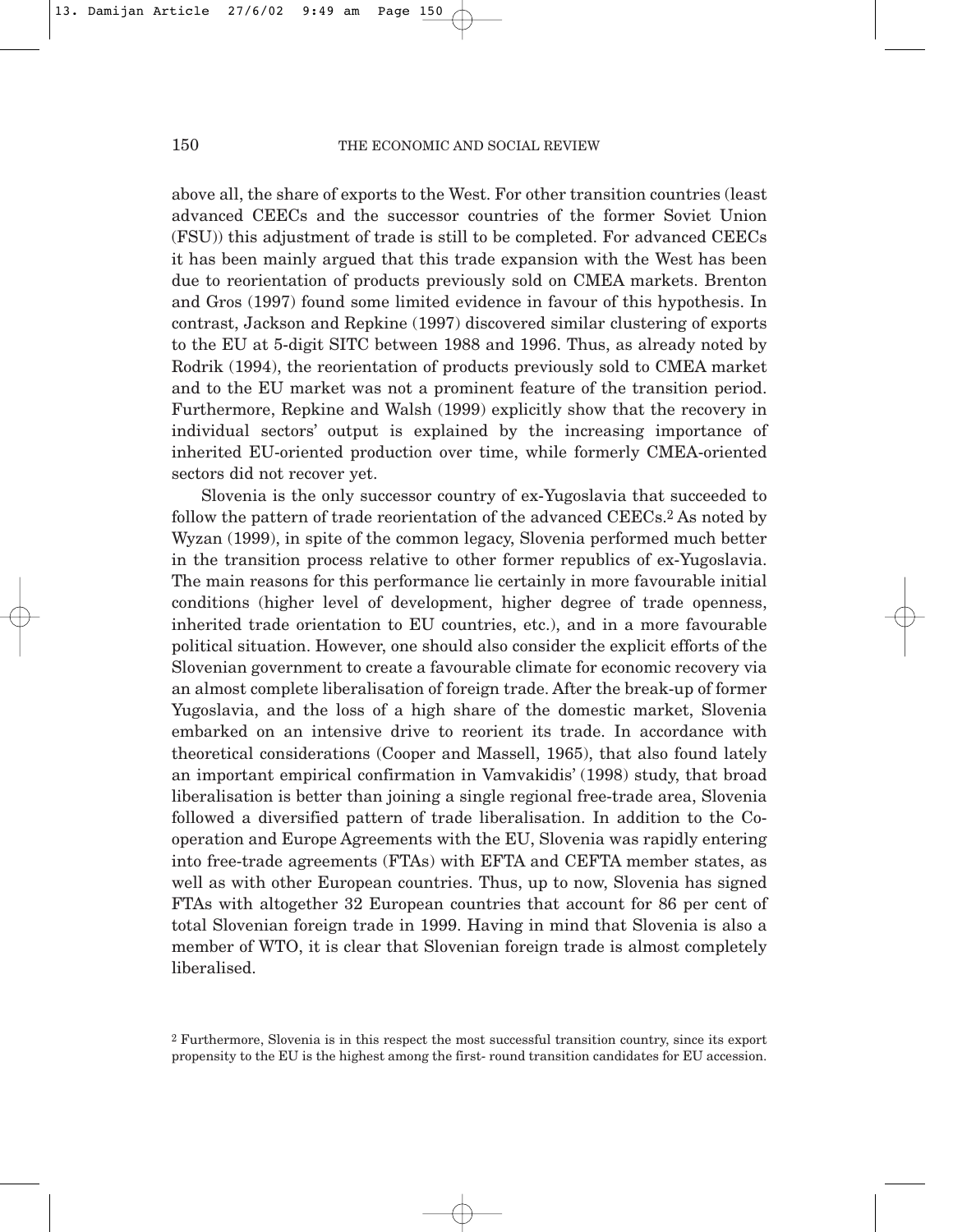above all, the share of exports to the West. For other transition countries (least advanced CEECs and the successor countries of the former Soviet Union (FSU)) this adjustment of trade is still to be completed. For advanced CEECs it has been mainly argued that this trade expansion with the West has been due to reorientation of products previously sold on CMEA markets. Brenton and Gros (1997) found some limited evidence in favour of this hypothesis. In contrast, Jackson and Repkine (1997) discovered similar clustering of exports to the EU at 5-digit SITC between 1988 and 1996. Thus, as already noted by Rodrik (1994), the reorientation of products previously sold to CMEA market and to the EU market was not a prominent feature of the transition period. Furthermore, Repkine and Walsh (1999) explicitly show that the recovery in individual sectors' output is explained by the increasing importance of inherited EU-oriented production over time, while formerly CMEA-oriented sectors did not recover yet.

Slovenia is the only successor country of ex-Yugoslavia that succeeded to follow the pattern of trade reorientation of the advanced CEECs.[2] As noted by Wyzan (1999), in spite of the common legacy, Slovenia performed much better in the transition process relative to other former republics of ex-Yugoslavia. The main reasons for this performance lie certainly in more favourable initial conditions (higher level of development, higher degree of trade openness, inherited trade orientation to EU countries, etc.), and in a more favourable political situation. However, one should also consider the explicit efforts of the Slovenian government to create a favourable climate for economic recovery via an almost complete liberalisation of foreign trade. After the break-up of former Yugoslavia, and the loss of a high share of the domestic market, Slovenia embarked on an intensive drive to reorient its trade. In accordance with theoretical considerations (Cooper and Massell, 1965), that also found lately an important empirical confirmation in Vamvakidis' (1998) study, that broad liberalisation is better than joining a single regional free-trade area, Slovenia followed a diversified pattern of trade liberalisation. In addition to the Co-operation and Europe Agreements with the EU, Slovenia was rapidly entering into free-trade agreements (FTAs) with EFTA and CEFTA member states, as well as with other European countries. Thus, up to now, Slovenia has signed FTAs with altogether 32 European countries that account for 86 per cent of total Slovenian foreign trade in 1999. Having in mind that Slovenia is also a member of WTO, it is clear that Slovenian foreign trade is almost completely liberalised.

[2] Furthermore, Slovenia is in this respect the most successful transition country, since its export propensity to the EU is the highest among the first- round transition candidates for EU accession.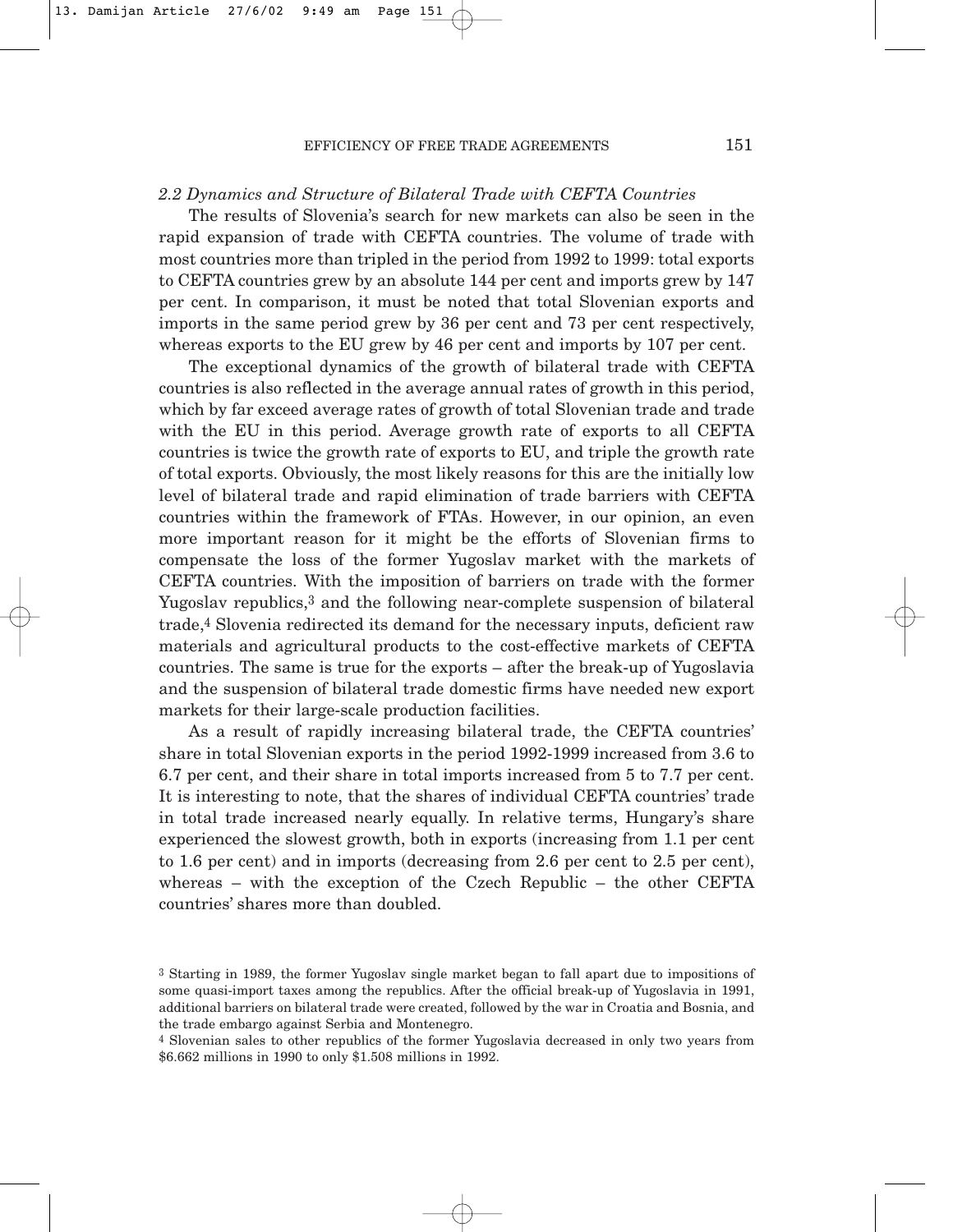### *2.2 Dynamics and Structure of Bilateral Trade with CEFTA Countries*

The results of Slovenia's search for new markets can also be seen in the rapid expansion of trade with CEFTA countries. The volume of trade with most countries more than tripled in the period from 1992 to 1999: total exports to CEFTA countries grew by an absolute 144 per cent and imports grew by 147 per cent. In comparison, it must be noted that total Slovenian exports and imports in the same period grew by 36 per cent and 73 per cent respectively, whereas exports to the EU grew by 46 per cent and imports by 107 per cent.

The exceptional dynamics of the growth of bilateral trade with CEFTA countries is also reflected in the average annual rates of growth in this period, which by far exceed average rates of growth of total Slovenian trade and trade with the EU in this period. Average growth rate of exports to all CEFTA countries is twice the growth rate of exports to EU, and triple the growth rate of total exports. Obviously, the most likely reasons for this are the initially low level of bilateral trade and rapid elimination of trade barriers with CEFTA countries within the framework of FTAs. However, in our opinion, an even more important reason for it might be the efforts of Slovenian firms to compensate the loss of the former Yugoslav market with the markets of CEFTA countries. With the imposition of barriers on trade with the former Yugoslav republics,[3] and the following near-complete suspension of bilateral trade,[4] Slovenia redirected its demand for the necessary inputs, deficient raw materials and agricultural products to the cost-effective markets of CEFTA countries. The same is true for the exports – after the break-up of Yugoslavia and the suspension of bilateral trade domestic firms have needed new export markets for their large-scale production facilities.

As a result of rapidly increasing bilateral trade, the CEFTA countries' share in total Slovenian exports in the period 1992-1999 increased from 3.6 to 6.7 per cent, and their share in total imports increased from 5 to 7.7 per cent. It is interesting to note, that the shares of individual CEFTA countries' trade in total trade increased nearly equally. In relative terms, Hungary's share experienced the slowest growth, both in exports (increasing from 1.1 per cent to 1.6 per cent) and in imports (decreasing from 2.6 per cent to 2.5 per cent), whereas – with the exception of the Czech Republic – the other CEFTA countries' shares more than doubled.

[3] Starting in 1989, the former Yugoslav single market began to fall apart due to impositions of some quasi-import taxes among the republics. After the official break-up of Yugoslavia in 1991, additional barriers on bilateral trade were created, followed by the war in Croatia and Bosnia, and the trade embargo against Serbia and Montenegro.

[4] Slovenian sales to other republics of the former Yugoslavia decreased in only two years from $6.662 millions in 1990 to only $1.508 millions in 1992.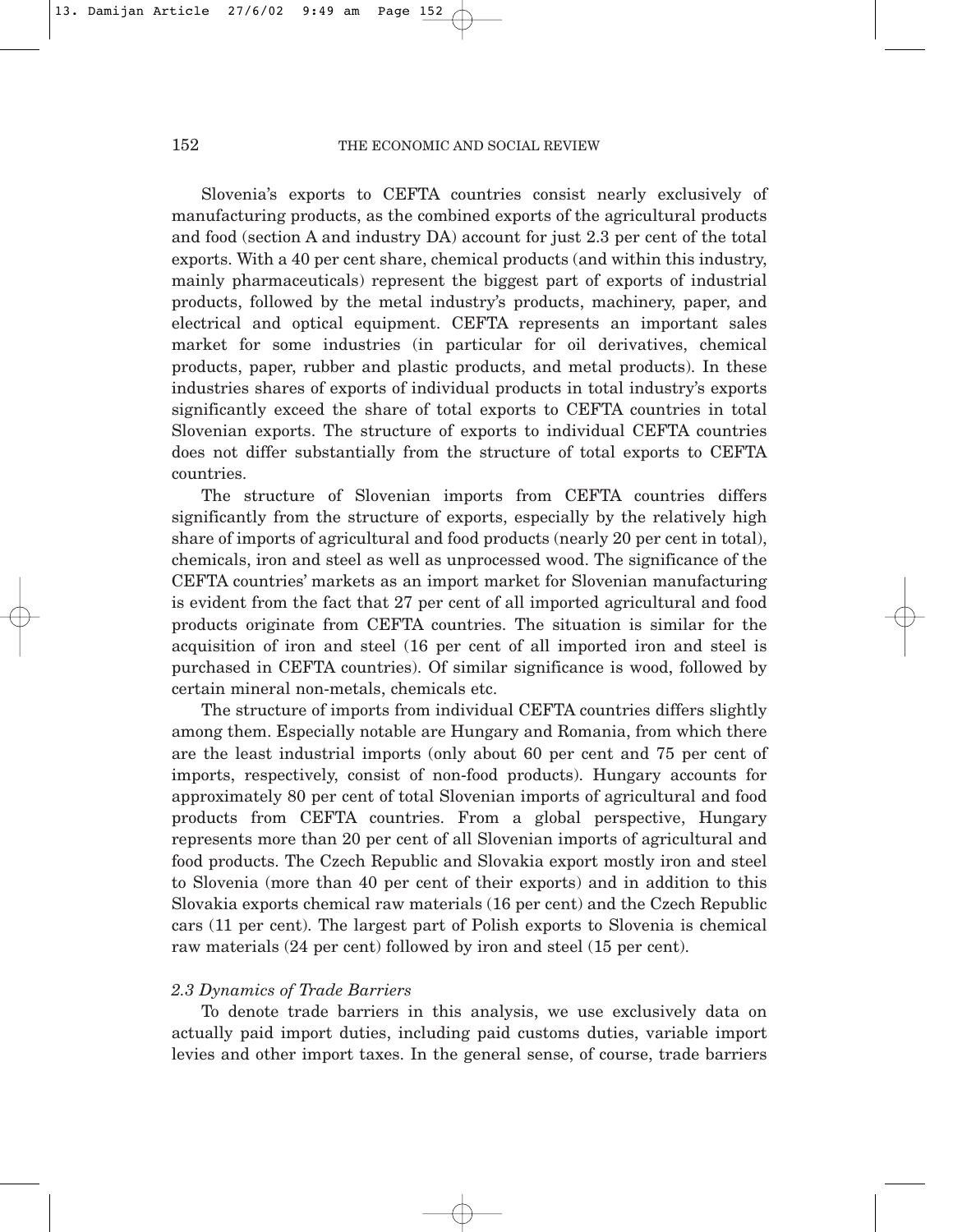Slovenia's exports to CEFTA countries consist nearly exclusively of manufacturing products, as the combined exports of the agricultural products and food (section A and industry DA) account for just 2.3 per cent of the total exports. With a 40 per cent share, chemical products (and within this industry, mainly pharmaceuticals) represent the biggest part of exports of industrial products, followed by the metal industry's products, machinery, paper, and electrical and optical equipment. CEFTA represents an important sales market for some industries (in particular for oil derivatives, chemical products, paper, rubber and plastic products, and metal products). In these industries shares of exports of individual products in total industry's exports significantly exceed the share of total exports to CEFTA countries in total Slovenian exports. The structure of exports to individual CEFTA countries does not differ substantially from the structure of total exports to CEFTA countries.

The structure of Slovenian imports from CEFTA countries differs significantly from the structure of exports, especially by the relatively high share of imports of agricultural and food products (nearly 20 per cent in total), chemicals, iron and steel as well as unprocessed wood. The significance of the CEFTA countries' markets as an import market for Slovenian manufacturing is evident from the fact that 27 per cent of all imported agricultural and food products originate from CEFTA countries. The situation is similar for the acquisition of iron and steel (16 per cent of all imported iron and steel is purchased in CEFTA countries). Of similar significance is wood, followed by certain mineral non-metals, chemicals etc.

The structure of imports from individual CEFTA countries differs slightly among them. Especially notable are Hungary and Romania, from which there are the least industrial imports (only about 60 per cent and 75 per cent of imports, respectively, consist of non-food products). Hungary accounts for approximately 80 per cent of total Slovenian imports of agricultural and food products from CEFTA countries. From a global perspective, Hungary represents more than 20 per cent of all Slovenian imports of agricultural and food products. The Czech Republic and Slovakia export mostly iron and steel to Slovenia (more than 40 per cent of their exports) and in addition to this Slovakia exports chemical raw materials (16 per cent) and the Czech Republic cars (11 per cent). The largest part of Polish exports to Slovenia is chemical raw materials (24 per cent) followed by iron and steel (15 per cent).

### *2.3 Dynamics of Trade Barriers*

To denote trade barriers in this analysis, we use exclusively data on actually paid import duties, including paid customs duties, variable import levies and other import taxes. In the general sense, of course, trade barriers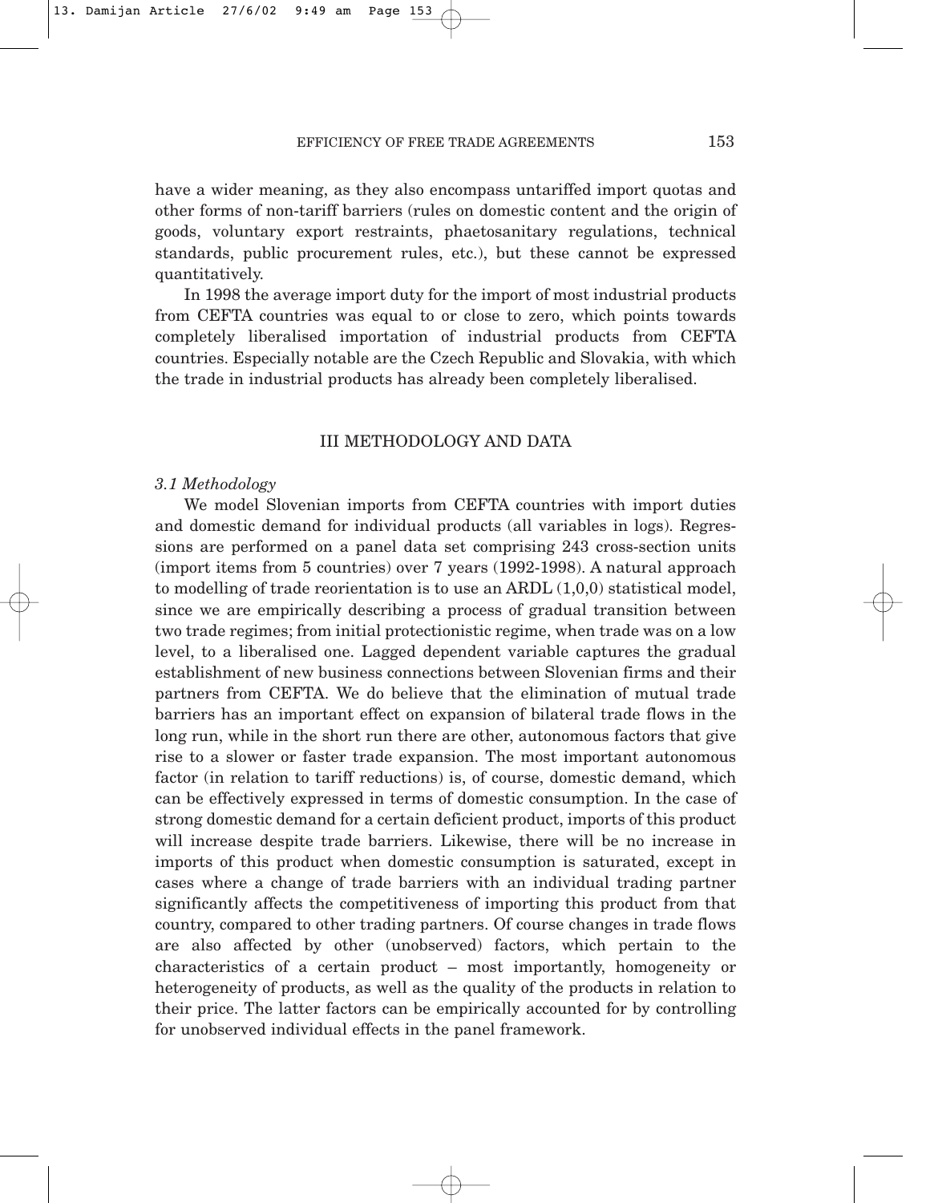have a wider meaning, as they also encompass untariffed import quotas and other forms of non-tariff barriers (rules on domestic content and the origin of goods, voluntary export restraints, phaetosanitary regulations, technical standards, public procurement rules, etc.), but these cannot be expressed quantitatively.

In 1998 the average import duty for the import of most industrial products from CEFTA countries was equal to or close to zero, which points towards completely liberalised importation of industrial products from CEFTA countries. Especially notable are the Czech Republic and Slovakia, with which the trade in industrial products has already been completely liberalised.

## III METHODOLOGY AND DATA

### *3.1 Methodology*

We model Slovenian imports from CEFTA countries with import duties and domestic demand for individual products (all variables in logs). Regressions are performed on a panel data set comprising 243 cross-section units (import items from 5 countries) over 7 years (1992-1998). A natural approach to modelling of trade reorientation is to use an ARDL (1,0,0) statistical model, since we are empirically describing a process of gradual transition between two trade regimes; from initial protectionistic regime, when trade was on a low level, to a liberalised one. Lagged dependent variable captures the gradual establishment of new business connections between Slovenian firms and their partners from CEFTA. We do believe that the elimination of mutual trade barriers has an important effect on expansion of bilateral trade flows in the long run, while in the short run there are other, autonomous factors that give rise to a slower or faster trade expansion. The most important autonomous factor (in relation to tariff reductions) is, of course, domestic demand, which can be effectively expressed in terms of domestic consumption. In the case of strong domestic demand for a certain deficient product, imports of this product will increase despite trade barriers. Likewise, there will be no increase in imports of this product when domestic consumption is saturated, except in cases where a change of trade barriers with an individual trading partner significantly affects the competitiveness of importing this product from that country, compared to other trading partners. Of course changes in trade flows are also affected by other (unobserved) factors, which pertain to the characteristics of a certain product – most importantly, homogeneity or heterogeneity of products, as well as the quality of the products in relation to their price. The latter factors can be empirically accounted for by controlling for unobserved individual effects in the panel framework.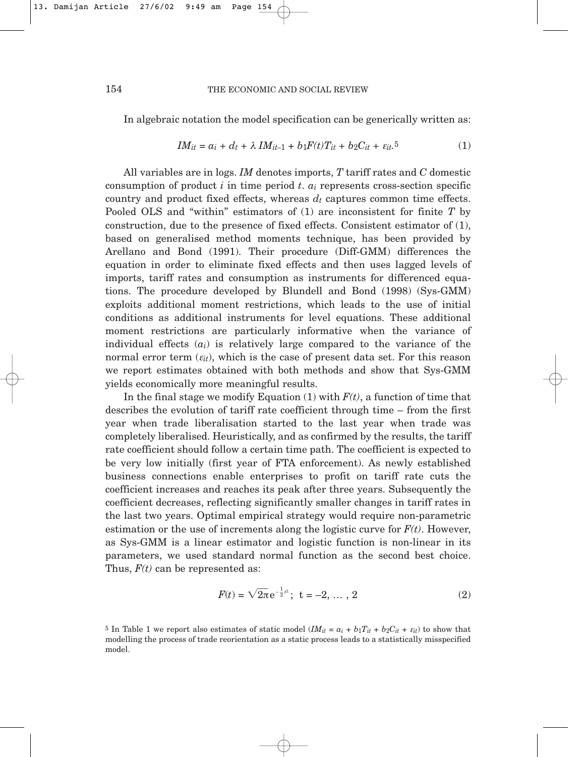In algebraic notation the model specification can be generically written as:

$$IM_{it} = a_i + d_t + \lambda\, IM_{it-1} + b_1 F(t) T_{it} + b_2 C_{it} + \varepsilon_{it}.^{5} \tag{1}$$

All variables are in logs. *IM* denotes imports, *T* tariff rates and *C* domestic consumption of product $i$ in time period $t$. $a_i$ represents cross-section specific country and product fixed effects, whereas $d_t$ captures common time effects. Pooled OLS and "within" estimators of (1) are inconsistent for finite $T$ by construction, due to the presence of fixed effects. Consistent estimator of (1), based on generalised method moments technique, has been provided by Arellano and Bond (1991). Their procedure (Diff-GMM) differences the equation in order to eliminate fixed effects and then uses lagged levels of imports, tariff rates and consumption as instruments for differenced equations. The procedure developed by Blundell and Bond (1998) (Sys-GMM) exploits additional moment restrictions, which leads to the use of initial conditions as additional instruments for level equations. These additional moment restrictions are particularly informative when the variance of individual effects ($a_i$) is relatively large compared to the variance of the normal error term ($\varepsilon_{it}$), which is the case of present data set. For this reason we report estimates obtained with both methods and show that Sys-GMM yields economically more meaningful results.

In the final stage we modify Equation (1) with $F(t)$, a function of time that describes the evolution of tariff rate coefficient through time – from the first year when trade liberalisation started to the last year when trade was completely liberalised. Heuristically, and as confirmed by the results, the tariff rate coefficient should follow a certain time path. The coefficient is expected to be very low initially (first year of FTA enforcement). As newly established business connections enable enterprises to profit on tariff rate cuts the coefficient increases and reaches its peak after three years. Subsequently the coefficient decreases, reflecting significantly smaller changes in tariff rates in the last two years. Optimal empirical strategy would require non-parametric estimation or the use of increments along the logistic curve for $F(t)$. However, as Sys-GMM is a linear estimator and logistic function is non-linear in its parameters, we used standard normal function as the second best choice. Thus, $F(t)$ can be represented as:

$$F(t) = \sqrt{2\pi}\, e^{-\frac{1}{2}t^2};\ \ t = -2, \dots, 2 \tag{2}$$

[5] In Table 1 we report also estimates of static model ($IM_{it} = a_i + b_1 T_{it} + b_2 C_{it} + \varepsilon_{it}$) to show that modelling the process of trade reorientation as a static process leads to a statistically misspecified model.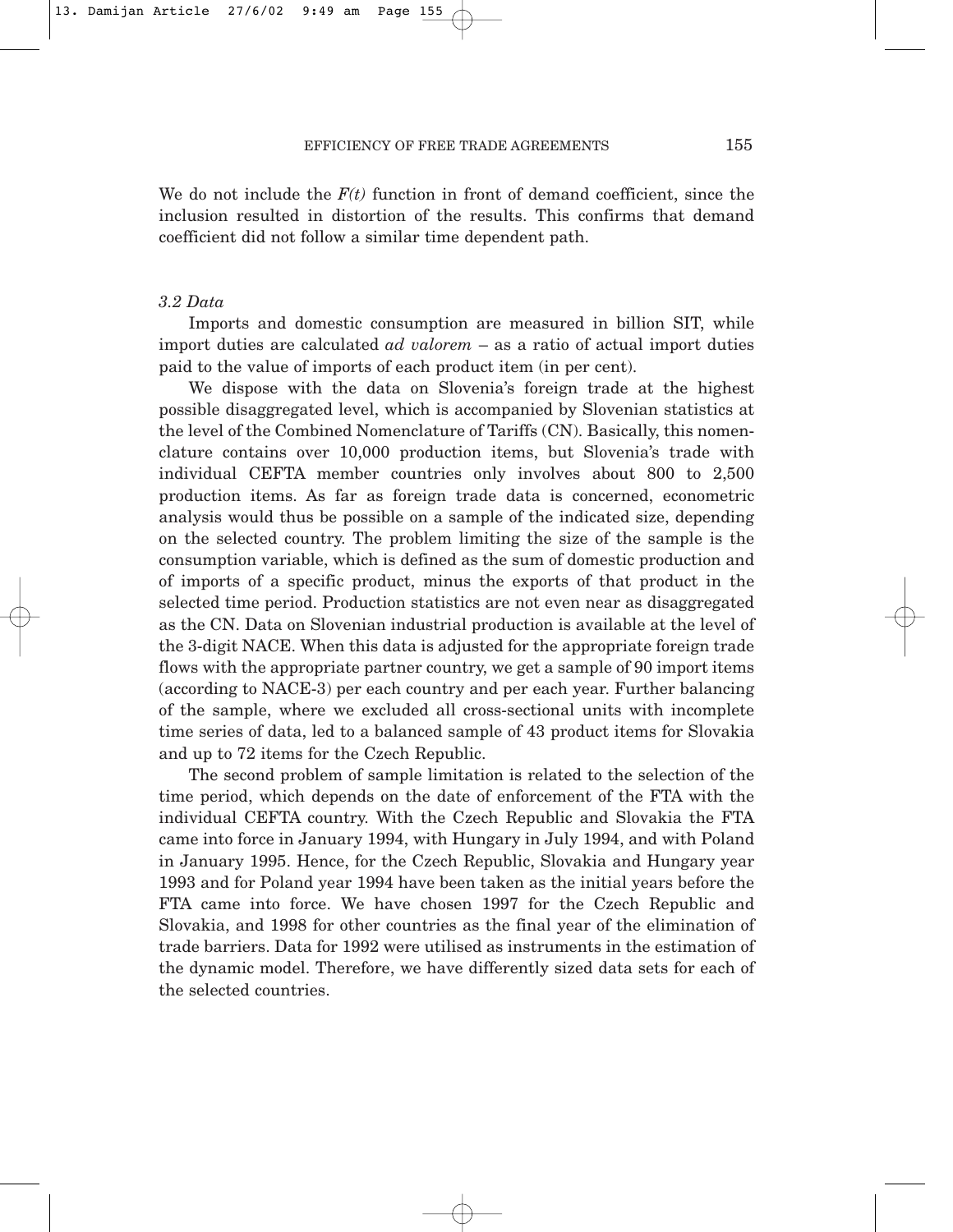We do not include the $F(t)$ function in front of demand coefficient, since the inclusion resulted in distortion of the results. This confirms that demand coefficient did not follow a similar time dependent path.

### *3.2 Data*

Imports and domestic consumption are measured in billion SIT, while import duties are calculated *ad valorem* – as a ratio of actual import duties paid to the value of imports of each product item (in per cent).

We dispose with the data on Slovenia's foreign trade at the highest possible disaggregated level, which is accompanied by Slovenian statistics at the level of the Combined Nomenclature of Tariffs (CN). Basically, this nomenclature contains over 10,000 production items, but Slovenia's trade with individual CEFTA member countries only involves about 800 to 2,500 production items. As far as foreign trade data is concerned, econometric analysis would thus be possible on a sample of the indicated size, depending on the selected country. The problem limiting the size of the sample is the consumption variable, which is defined as the sum of domestic production and of imports of a specific product, minus the exports of that product in the selected time period. Production statistics are not even near as disaggregated as the CN. Data on Slovenian industrial production is available at the level of the 3-digit NACE. When this data is adjusted for the appropriate foreign trade flows with the appropriate partner country, we get a sample of 90 import items (according to NACE-3) per each country and per each year. Further balancing of the sample, where we excluded all cross-sectional units with incomplete time series of data, led to a balanced sample of 43 product items for Slovakia and up to 72 items for the Czech Republic.

The second problem of sample limitation is related to the selection of the time period, which depends on the date of enforcement of the FTA with the individual CEFTA country. With the Czech Republic and Slovakia the FTA came into force in January 1994, with Hungary in July 1994, and with Poland in January 1995. Hence, for the Czech Republic, Slovakia and Hungary year 1993 and for Poland year 1994 have been taken as the initial years before the FTA came into force. We have chosen 1997 for the Czech Republic and Slovakia, and 1998 for other countries as the final year of the elimination of trade barriers. Data for 1992 were utilised as instruments in the estimation of the dynamic model. Therefore, we have differently sized data sets for each of the selected countries.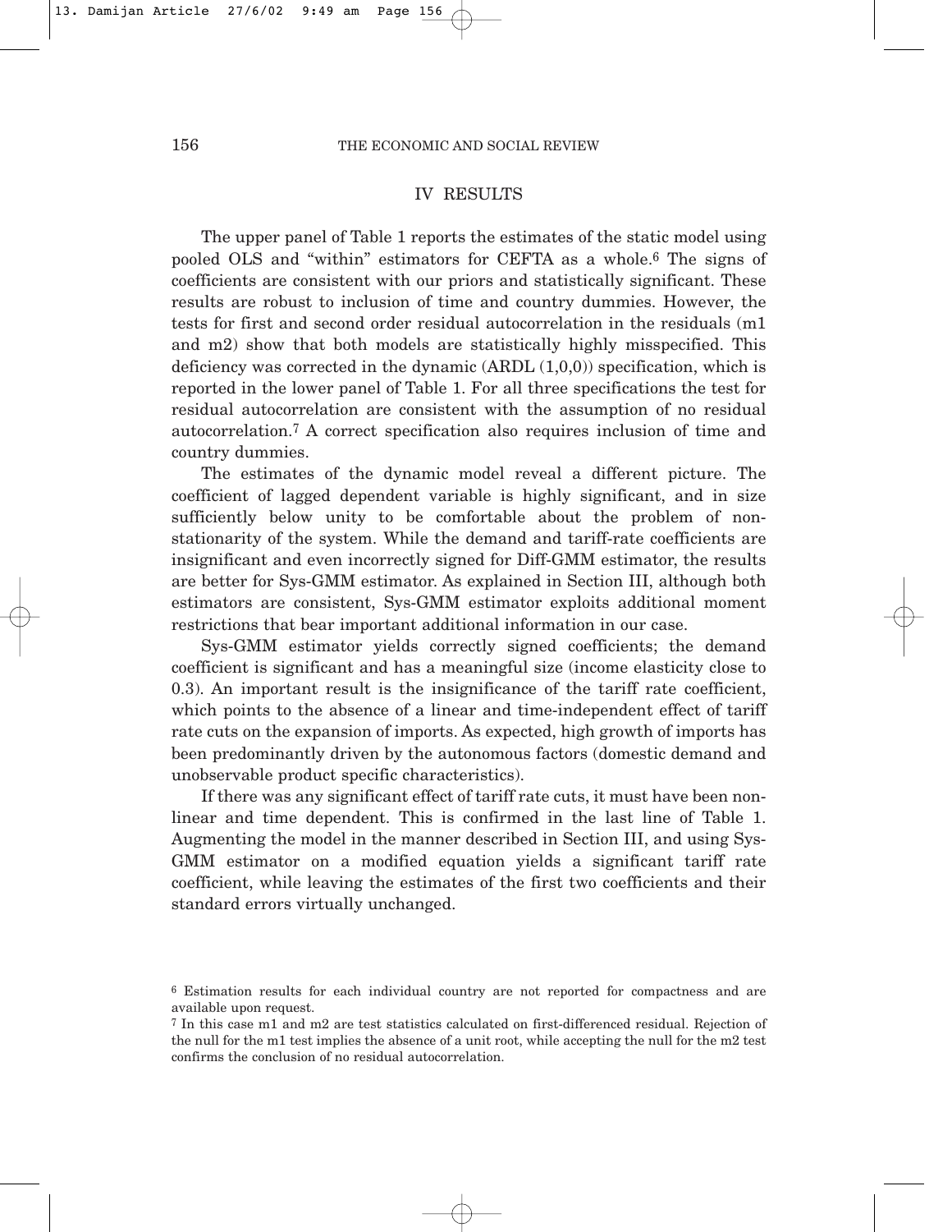## IV RESULTS

The upper panel of Table 1 reports the estimates of the static model using pooled OLS and "within" estimators for CEFTA as a whole.[6] The signs of coefficients are consistent with our priors and statistically significant. These results are robust to inclusion of time and country dummies. However, the tests for first and second order residual autocorrelation in the residuals (m1 and m2) show that both models are statistically highly misspecified. This deficiency was corrected in the dynamic (ARDL (1,0,0)) specification, which is reported in the lower panel of Table 1. For all three specifications the test for residual autocorrelation are consistent with the assumption of no residual autocorrelation.[7] A correct specification also requires inclusion of time and country dummies.

The estimates of the dynamic model reveal a different picture. The coefficient of lagged dependent variable is highly significant, and in size sufficiently below unity to be comfortable about the problem of non-stationarity of the system. While the demand and tariff-rate coefficients are insignificant and even incorrectly signed for Diff-GMM estimator, the results are better for Sys-GMM estimator. As explained in Section III, although both estimators are consistent, Sys-GMM estimator exploits additional moment restrictions that bear important additional information in our case.

Sys-GMM estimator yields correctly signed coefficients; the demand coefficient is significant and has a meaningful size (income elasticity close to 0.3). An important result is the insignificance of the tariff rate coefficient, which points to the absence of a linear and time-independent effect of tariff rate cuts on the expansion of imports. As expected, high growth of imports has been predominantly driven by the autonomous factors (domestic demand and unobservable product specific characteristics).

If there was any significant effect of tariff rate cuts, it must have been non-linear and time dependent. This is confirmed in the last line of Table 1. Augmenting the model in the manner described in Section III, and using Sys-GMM estimator on a modified equation yields a significant tariff rate coefficient, while leaving the estimates of the first two coefficients and their standard errors virtually unchanged.

[6] Estimation results for each individual country are not reported for compactness and are available upon request.

[7] In this case m1 and m2 are test statistics calculated on first-differenced residual. Rejection of the null for the m1 test implies the absence of a unit root, while accepting the null for the m2 test confirms the conclusion of no residual autocorrelation.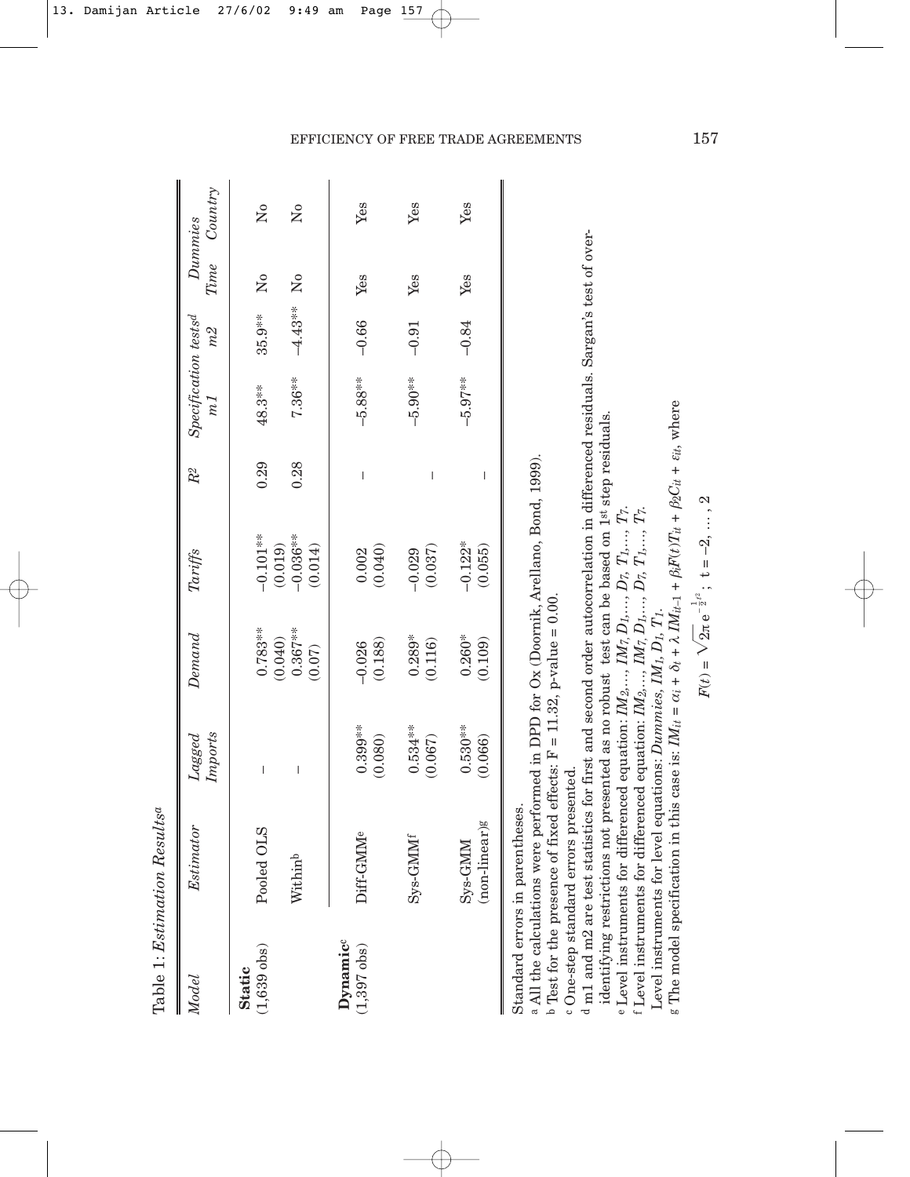Table 1: *Estimation Results*[a]

| *Model* | *Estimator* | *Lagged Imports* | *Demand* | *Tariffs* | $R^2$ | *Specification tests*[d] *m1* | *m2* | *Dummies Time* | *Country* |
|---|---|---|---|---|---|---|---|---|---|
| **Static** (1,639 obs) | Pooled OLS | – | 0.783** (0.040) | −0.101** (0.019) | 0.29 | 48.3** | 35.9** | No | No |
| | Within[b] | – | 0.367** (0.07) | −0.036** (0.014) | 0.28 | 7.36** | −4.43** | No | No |
| **Dynamic**[c] (1,397 obs) | Diff-GMM[e] | 0.399** (0.080) | −0.026 (0.188) | 0.002 (0.040) | – | −5.88** | −0.66 | Yes | Yes |
| | Sys-GMM[f] | 0.534** (0.067) | 0.289* (0.116) | −0.029 (0.037) | – | −5.90** | −0.91 | Yes | Yes |
| | Sys-GMM (non-linear)[g] | 0.530** (0.066) | 0.260* (0.109) | −0.122* (0.055) | – | −5.97** | −0.84 | Yes | Yes |

Standard errors in parentheses.

[a] All the calculations were performed in DPD for Ox (Doornik, Arellano, Bond, 1999).

[b] Test for the presence of fixed effects: F = 11.32, p-value = 0.00.

[c] One-step standard errors presented.

[d] m1 and m2 are test statistics for first and second order autocorrelation in differenced residuals. Sargan's test of over-identifying restrictions not presented as no robust test can be based on 1st step residuals.

[e] Level instruments for differenced equation: $IM_2, \ldots, IM_7, D_1, \ldots, D_7, T_1, \ldots, T_7$.

[f] Level instruments for differenced equation: $IM_2, \ldots, IM_7, D_1, \ldots, D_7, T_1, \ldots, T_7$.
Level instruments for level equations: *Dummies*, $IM_1, D_1, T_1$.

[g] The model specification in this case is: $IM_{it} = \alpha_i + \delta_t + \lambda IM_{it-1} + \beta_1 F(t) T_{it} + \beta_2 C_{it} + \varepsilon_{it}$, where

$$F(t) = \sqrt{2\pi}\, e^{-\frac{1}{2}t^2};\ t = -2, \ldots, 2$$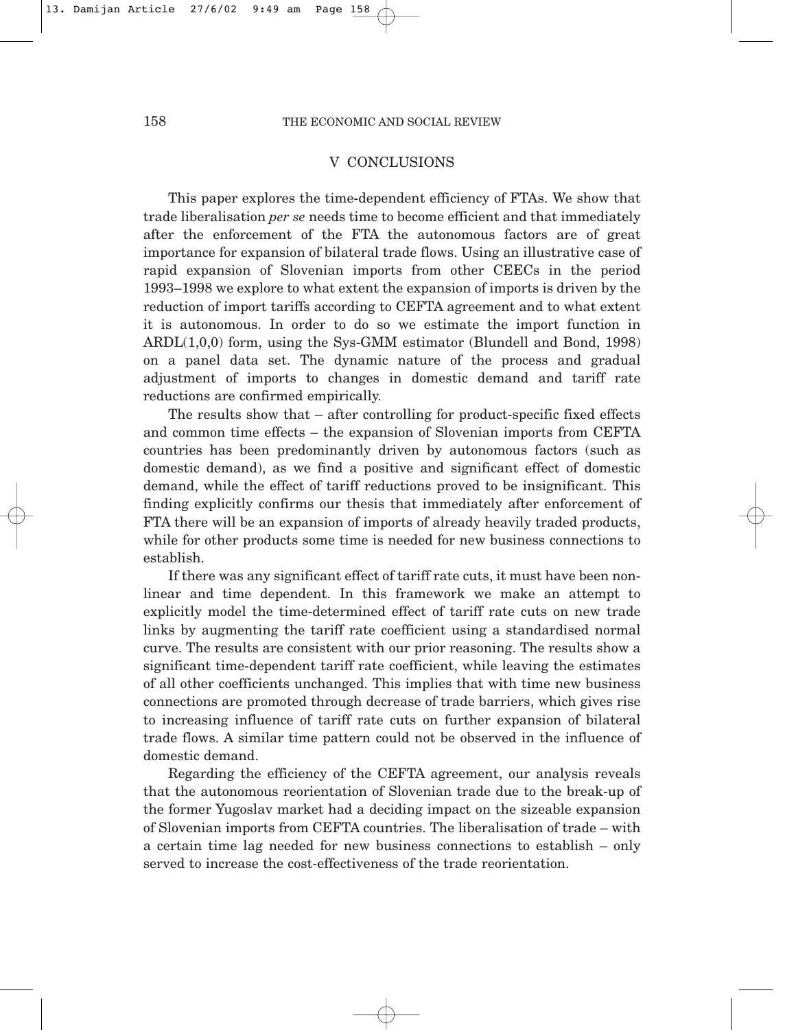## V CONCLUSIONS

This paper explores the time-dependent efficiency of FTAs. We show that trade liberalisation *per se* needs time to become efficient and that immediately after the enforcement of the FTA the autonomous factors are of great importance for expansion of bilateral trade flows. Using an illustrative case of rapid expansion of Slovenian imports from other CEECs in the period 1993–1998 we explore to what extent the expansion of imports is driven by the reduction of import tariffs according to CEFTA agreement and to what extent it is autonomous. In order to do so we estimate the import function in ARDL(1,0,0) form, using the Sys-GMM estimator (Blundell and Bond, 1998) on a panel data set. The dynamic nature of the process and gradual adjustment of imports to changes in domestic demand and tariff rate reductions are confirmed empirically.

The results show that – after controlling for product-specific fixed effects and common time effects – the expansion of Slovenian imports from CEFTA countries has been predominantly driven by autonomous factors (such as domestic demand), as we find a positive and significant effect of domestic demand, while the effect of tariff reductions proved to be insignificant. This finding explicitly confirms our thesis that immediately after enforcement of FTA there will be an expansion of imports of already heavily traded products, while for other products some time is needed for new business connections to establish.

If there was any significant effect of tariff rate cuts, it must have been non-linear and time dependent. In this framework we make an attempt to explicitly model the time-determined effect of tariff rate cuts on new trade links by augmenting the tariff rate coefficient using a standardised normal curve. The results are consistent with our prior reasoning. The results show a significant time-dependent tariff rate coefficient, while leaving the estimates of all other coefficients unchanged. This implies that with time new business connections are promoted through decrease of trade barriers, which gives rise to increasing influence of tariff rate cuts on further expansion of bilateral trade flows. A similar time pattern could not be observed in the influence of domestic demand.

Regarding the efficiency of the CEFTA agreement, our analysis reveals that the autonomous reorientation of Slovenian trade due to the break-up of the former Yugoslav market had a deciding impact on the sizeable expansion of Slovenian imports from CEFTA countries. The liberalisation of trade – with a certain time lag needed for new business connections to establish – only served to increase the cost-effectiveness of the trade reorientation.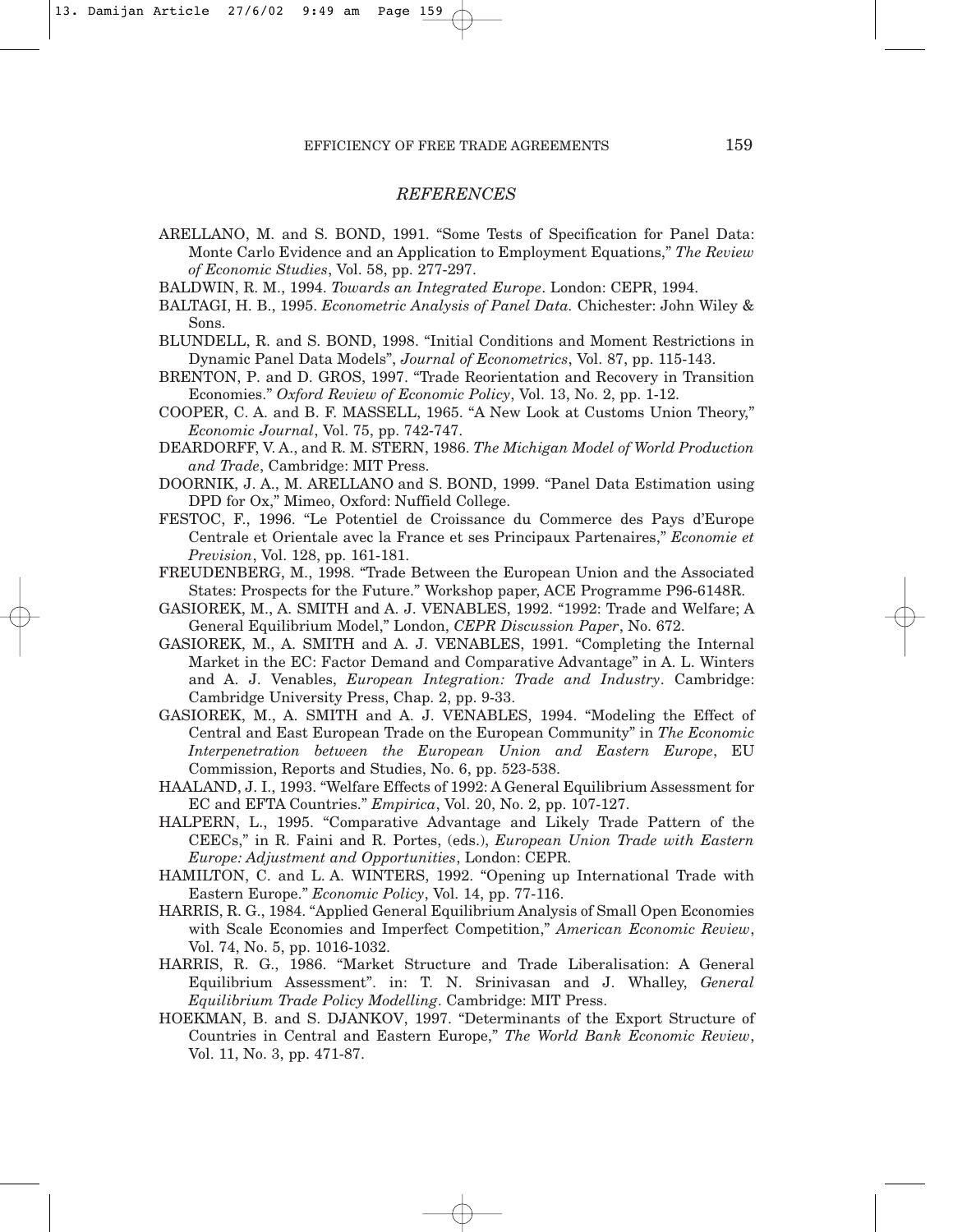## *REFERENCES*

ARELLANO, M. and S. BOND, 1991. "Some Tests of Specification for Panel Data: Monte Carlo Evidence and an Application to Employment Equations," *The Review of Economic Studies*, Vol. 58, pp. 277-297.

BALDWIN, R. M., 1994. *Towards an Integrated Europe*. London: CEPR, 1994.

BALTAGI, H. B., 1995. *Econometric Analysis of Panel Data.* Chichester: John Wiley & Sons.

BLUNDELL, R. and S. BOND, 1998. "Initial Conditions and Moment Restrictions in Dynamic Panel Data Models", *Journal of Econometrics*, Vol. 87, pp. 115-143.

BRENTON, P. and D. GROS, 1997. "Trade Reorientation and Recovery in Transition Economies." *Oxford Review of Economic Policy*, Vol. 13, No. 2, pp. 1-12.

COOPER, C. A. and B. F. MASSELL, 1965. "A New Look at Customs Union Theory," *Economic Journal*, Vol. 75, pp. 742-747.

DEARDORFF, V. A., and R. M. STERN, 1986. *The Michigan Model of World Production and Trade*, Cambridge: MIT Press.

DOORNIK, J. A., M. ARELLANO and S. BOND, 1999. "Panel Data Estimation using DPD for Ox," Mimeo, Oxford: Nuffield College.

FESTOC, F., 1996. "Le Potentiel de Croissance du Commerce des Pays d'Europe Centrale et Orientale avec la France et ses Principaux Partenaires," *Economie et Prevision*, Vol. 128, pp. 161-181.

FREUDENBERG, M., 1998. "Trade Between the European Union and the Associated States: Prospects for the Future." Workshop paper, ACE Programme P96-6148R.

GASIOREK, M., A. SMITH and A. J. VENABLES, 1992. "1992: Trade and Welfare; A General Equilibrium Model," London, *CEPR Discussion Paper*, No. 672.

GASIOREK, M., A. SMITH and A. J. VENABLES, 1991. "Completing the Internal Market in the EC: Factor Demand and Comparative Advantage" in A. L. Winters and A. J. Venables, *European Integration: Trade and Industry*. Cambridge: Cambridge University Press, Chap. 2, pp. 9-33.

GASIOREK, M., A. SMITH and A. J. VENABLES, 1994. "Modeling the Effect of Central and East European Trade on the European Community" in *The Economic Interpenetration between the European Union and Eastern Europe*, EU Commission, Reports and Studies, No. 6, pp. 523-538.

HAALAND, J. I., 1993. "Welfare Effects of 1992: A General Equilibrium Assessment for EC and EFTA Countries." *Empirica*, Vol. 20, No. 2, pp. 107-127.

HALPERN, L., 1995. "Comparative Advantage and Likely Trade Pattern of the CEECs," in R. Faini and R. Portes, (eds.), *European Union Trade with Eastern Europe: Adjustment and Opportunities*, London: CEPR.

HAMILTON, C. and L. A. WINTERS, 1992. "Opening up International Trade with Eastern Europe." *Economic Policy*, Vol. 14, pp. 77-116.

HARRIS, R. G., 1984. "Applied General Equilibrium Analysis of Small Open Economies with Scale Economies and Imperfect Competition," *American Economic Review*, Vol. 74, No. 5, pp. 1016-1032.

HARRIS, R. G., 1986. "Market Structure and Trade Liberalisation: A General Equilibrium Assessment". in: T. N. Srinivasan and J. Whalley, *General Equilibrium Trade Policy Modelling*. Cambridge: MIT Press.

HOEKMAN, B. and S. DJANKOV, 1997. "Determinants of the Export Structure of Countries in Central and Eastern Europe," *The World Bank Economic Review*, Vol. 11, No. 3, pp. 471-87.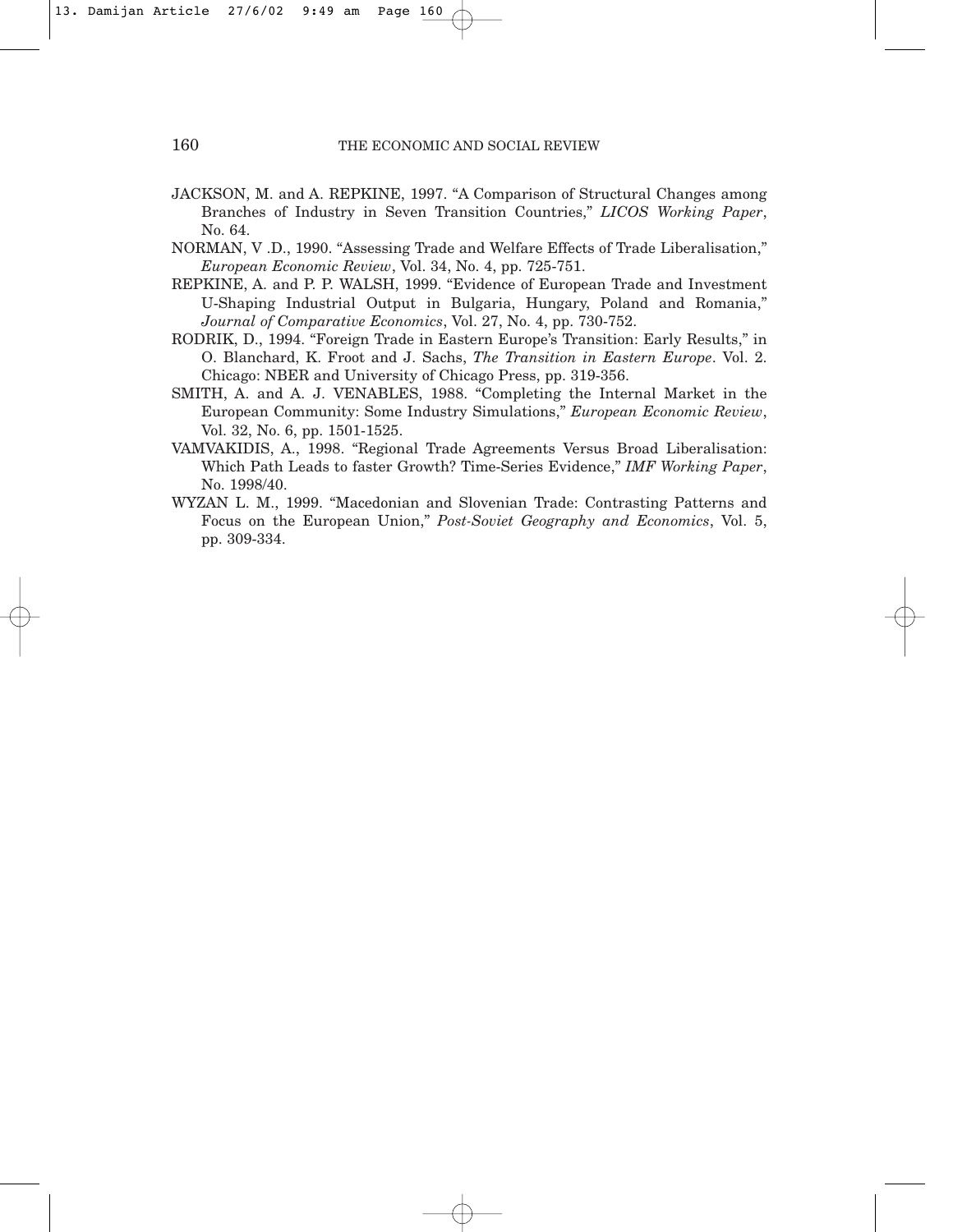JACKSON, M. and A. REPKINE, 1997. "A Comparison of Structural Changes among Branches of Industry in Seven Transition Countries," *LICOS Working Paper*, No. 64.

NORMAN, V .D., 1990. "Assessing Trade and Welfare Effects of Trade Liberalisation," *European Economic Review*, Vol. 34, No. 4, pp. 725-751.

REPKINE, A. and P. P. WALSH, 1999. "Evidence of European Trade and Investment U-Shaping Industrial Output in Bulgaria, Hungary, Poland and Romania," *Journal of Comparative Economics*, Vol. 27, No. 4, pp. 730-752.

RODRIK, D., 1994. "Foreign Trade in Eastern Europe's Transition: Early Results," in O. Blanchard, K. Froot and J. Sachs, *The Transition in Eastern Europe*. Vol. 2. Chicago: NBER and University of Chicago Press, pp. 319-356.

SMITH, A. and A. J. VENABLES, 1988. "Completing the Internal Market in the European Community: Some Industry Simulations," *European Economic Review*, Vol. 32, No. 6, pp. 1501-1525.

VAMVAKIDIS, A., 1998. "Regional Trade Agreements Versus Broad Liberalisation: Which Path Leads to faster Growth? Time-Series Evidence," *IMF Working Paper*, No. 1998/40.

WYZAN L. M., 1999. "Macedonian and Slovenian Trade: Contrasting Patterns and Focus on the European Union," *Post-Soviet Geography and Economics*, Vol. 5, pp. 309-334.